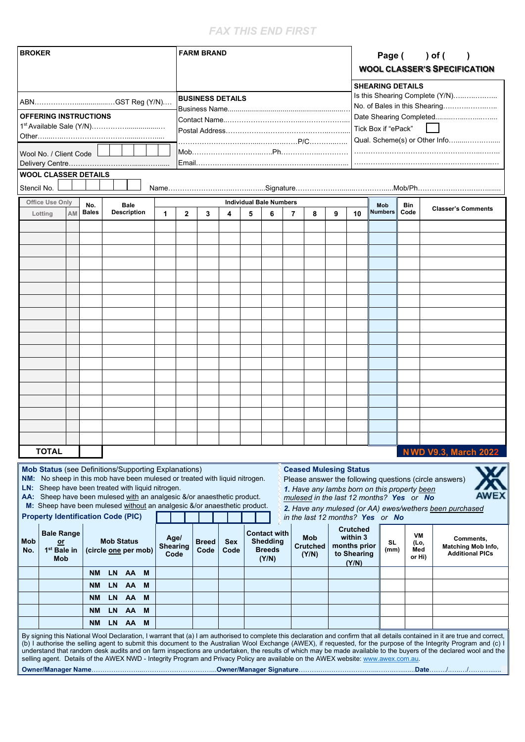FAX THIS END FIRST

| **BROKER** | **FARM BRAND** | Page (      ) of (      ) **WOOL CLASSER'S SPECIFICATION** |
|---|---|---|
| ABN…………………..................GST Reg (Y/N)…. | **BUSINESS DETAILS** Business Name………………… | **SHEARING DETAILS** Is this Shearing Complete (Y/N)…….………… |
| **OFFERING INSTRUCTIONS** 1st Available Sale (Y/N)…………….................. Other……………………………………… | Contact Name……………………………… Postal Address……………………………… ………………………………………P/C……….. | No. of Bales in this Shearing…………………… Date Shearing Completed…………………… Tick Box if "ePack" ☐ Qual. Scheme(s) or Other Info……………… |
| Wool No. / Client Code ☐☐☐☐☐☐ Delivery Centre……………………………… | Mob…………………………Ph……………………… Email………………………………………… | ……………………………………………… |

**WOOL CLASSER DETAILS**

Stencil No. ☐☐☐☐☐☐ Name…………………………………Signature……………………………Mob/Ph……………………………

| Office Use Only – Lotting | AM | No. Bales | Bale Description | 1 | 2 | 3 | 4 | 5 | 6 | 7 | 8 | 9 | 10 | Mob Numbers | Bin Code | Classer's Comments |
|---|---|---|---|---|---|---|---|---|---|---|---|---|---|---|---|---|
| | | | | | | | | | | | | | | | | |
| | | | | | | | | | | | | | | | | |
| | | | | | | | | | | | | | | | | |
| | | | | | | | | | | | | | | | | |
| | | | | | | | | | | | | | | | | |
| | | | | | | | | | | | | | | | | |
| | | | | | | | | | | | | | | | | |
| | | | | | | | | | | | | | | | | |
| | | | | | | | | | | | | | | | | |
| | | | | | | | | | | | | | | | | |
| | | | | | | | | | | | | | | | | |
| | | | | | | | | | | | | | | | | |
| | | | | | | | | | | | | | | | | |
| | | | | | | | | | | | | | | | | |
| | | | | | | | | | | | | | | | | |
| | | | | | | | | | | | | | | | | |
| | | | | | | | | | | | | | | | | |
| | | | | | | | | | | | | | | | | |
| **TOTAL** | | | | | | | | | | | | | | | | |

(Columns 1–10: Individual Bale Numbers)

NWD V9.3, March 2022

**Mob Status** (see Definitions/Supporting Explanations)

- **NM:** No sheep in this mob have been mulesed or treated with liquid nitrogen.
- **LN:** Sheep have been treated with liquid nitrogen.
- **AA:** Sheep have been mulesed with an analgesic &/or anaesthetic product.
- **M:** Sheep have been mulesed without an analgesic &/or anaesthetic product.

**Property Identification Code (PIC)** ☐☐☐☐☐☐☐☐

**Ceased Mulesing Status**

Please answer the following questions (circle answers)

*1. Have any lambs born on this property been mulesed in the last 12 months?* ***Yes*** *or* ***No***

*2. Have any mulesed (or AA) ewes/wethers been purchased in the last 12 months?* ***Yes*** *or* ***No***

AWEX

| Mob No. | Bale Range or 1st Bale in Mob | Mob Status (circle one per mob) | Age/ Shearing Code | Breed Code | Sex Code | Contact with Shedding Breeds (Y/N) | Mob Crutched (Y/N) | Crutched within 3 months prior to Shearing (Y/N) | SL (mm) | VM (Lo, Med or Hi) | Comments, Matching Mob Info, Additional PICs |
|---|---|---|---|---|---|---|---|---|---|---|---|
| | | NM LN AA M | | | | | | | | | |
| | | NM LN AA M | | | | | | | | | |
| | | NM LN AA M | | | | | | | | | |
| | | NM LN AA M | | | | | | | | | |
| | | NM LN AA M | | | | | | | | | |

By signing this National Wool Declaration, I warrant that (a) I am authorised to complete this declaration and confirm that all details contained in it are true and correct, (b) I authorise the selling agent to submit this document to the Australian Wool Exchange (AWEX), if requested, for the purpose of the Integrity Program and (c) I understand that random desk audits and on farm inspections are undertaken, the results of which may be made available to the buyers of the declared wool and the selling agent. Details of the AWEX NWD - Integrity Program and Privacy Policy are available on the AWEX website: www.awex.com.au.

**Owner/Manager Name**……………………………………………**Owner/Manager Signature**…………………………………………**Date**……/……/…………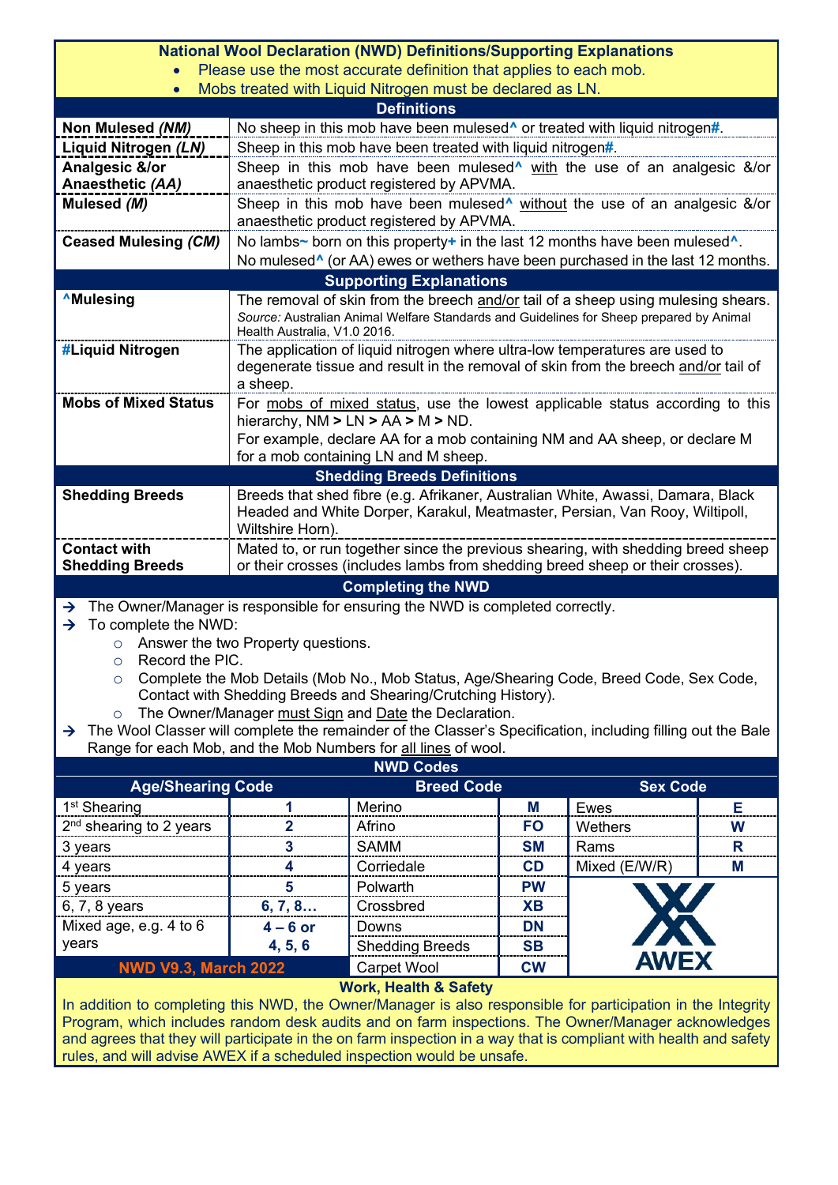## National Wool Declaration (NWD) Definitions/Supporting Explanations

- Please use the most accurate definition that applies to each mob.
- Mobs treated with Liquid Nitrogen must be declared as LN.

### Definitions

| | |
|---|---|
| **Non Mulesed *(NM)*** | No sheep in this mob have been mulesed^ or treated with liquid nitrogen#. |
| **Liquid Nitrogen *(LN)*** | Sheep in this mob have been treated with liquid nitrogen#. |
| **Analgesic &/or Anaesthetic *(AA)*** | Sheep in this mob have been mulesed^ with the use of an analgesic &/or anaesthetic product registered by APVMA. |
| **Mulesed *(M)*** | Sheep in this mob have been mulesed^ without the use of an analgesic &/or anaesthetic product registered by APVMA. |
| **Ceased Mulesing *(CM)*** | No lambs~ born on this property+ in the last 12 months have been mulesed^. No mulesed^ (or AA) ewes or wethers have been purchased in the last 12 months. |

### Supporting Explanations

| | |
|---|---|
| **^Mulesing** | The removal of skin from the breech and/or tail of a sheep using mulesing shears. *Source:* Australian Animal Welfare Standards and Guidelines for Sheep prepared by Animal Health Australia, V1.0 2016. |
| **#Liquid Nitrogen** | The application of liquid nitrogen where ultra-low temperatures are used to degenerate tissue and result in the removal of skin from the breech and/or tail of a sheep. |
| **Mobs of Mixed Status** | For mobs of mixed status, use the lowest applicable status according to this hierarchy, NM > LN > AA > M > ND. For example, declare AA for a mob containing NM and AA sheep, or declare M for a mob containing LN and M sheep. |

### Shedding Breeds Definitions

| | |
|---|---|
| **Shedding Breeds** | Breeds that shed fibre (e.g. Afrikaner, Australian White, Awassi, Damara, Black Headed and White Dorper, Karakul, Meatmaster, Persian, Van Rooy, Wiltipoll, Wiltshire Horn). |
| **Contact with Shedding Breeds** | Mated to, or run together since the previous shearing, with shedding breed sheep or their crosses (includes lambs from shedding breed sheep or their crosses). |

### Completing the NWD

- The Owner/Manager is responsible for ensuring the NWD is completed correctly.
- To complete the NWD:
  - Answer the two Property questions.
  - Record the PIC.
  - Complete the Mob Details (Mob No., Mob Status, Age/Shearing Code, Breed Code, Sex Code, Contact with Shedding Breeds and Shearing/Crutching History).
  - The Owner/Manager must Sign and Date the Declaration.
- The Wool Classer will complete the remainder of the Classer's Specification, including filling out the Bale Range for each Mob, and the Mob Numbers for all lines of wool.

### NWD Codes

| Age/Shearing Code | | Breed Code | | Sex Code | |
|---|---|---|---|---|---|
| 1st Shearing | **1** | Merino | **M** | Ewes | **E** |
| 2nd shearing to 2 years | **2** | Afrino | **FO** | Wethers | **W** |
| 3 years | **3** | SAMM | **SM** | Rams | **R** |
| 4 years | **4** | Corriedale | **CD** | Mixed (E/W/R) | **M** |
| 5 years | **5** | Polwarth | **PW** | | |
| 6, 7, 8 years | **6, 7, 8…** | Crossbred | **XB** | | |
| Mixed age, e.g. 4 to 6 years | **4 – 6 or 4, 5, 6** | Downs | **DN** | | |
| | | Shedding Breeds | **SB** | | |
| **NWD V9.3, March 2022** | | Carpet Wool | **CW** | | |

AWEX

### Work, Health & Safety

In addition to completing this NWD, the Owner/Manager is also responsible for participation in the Integrity Program, which includes random desk audits and on farm inspections. The Owner/Manager acknowledges and agrees that they will participate in the on farm inspection in a way that is compliant with health and safety rules, and will advise AWEX if a scheduled inspection would be unsafe.